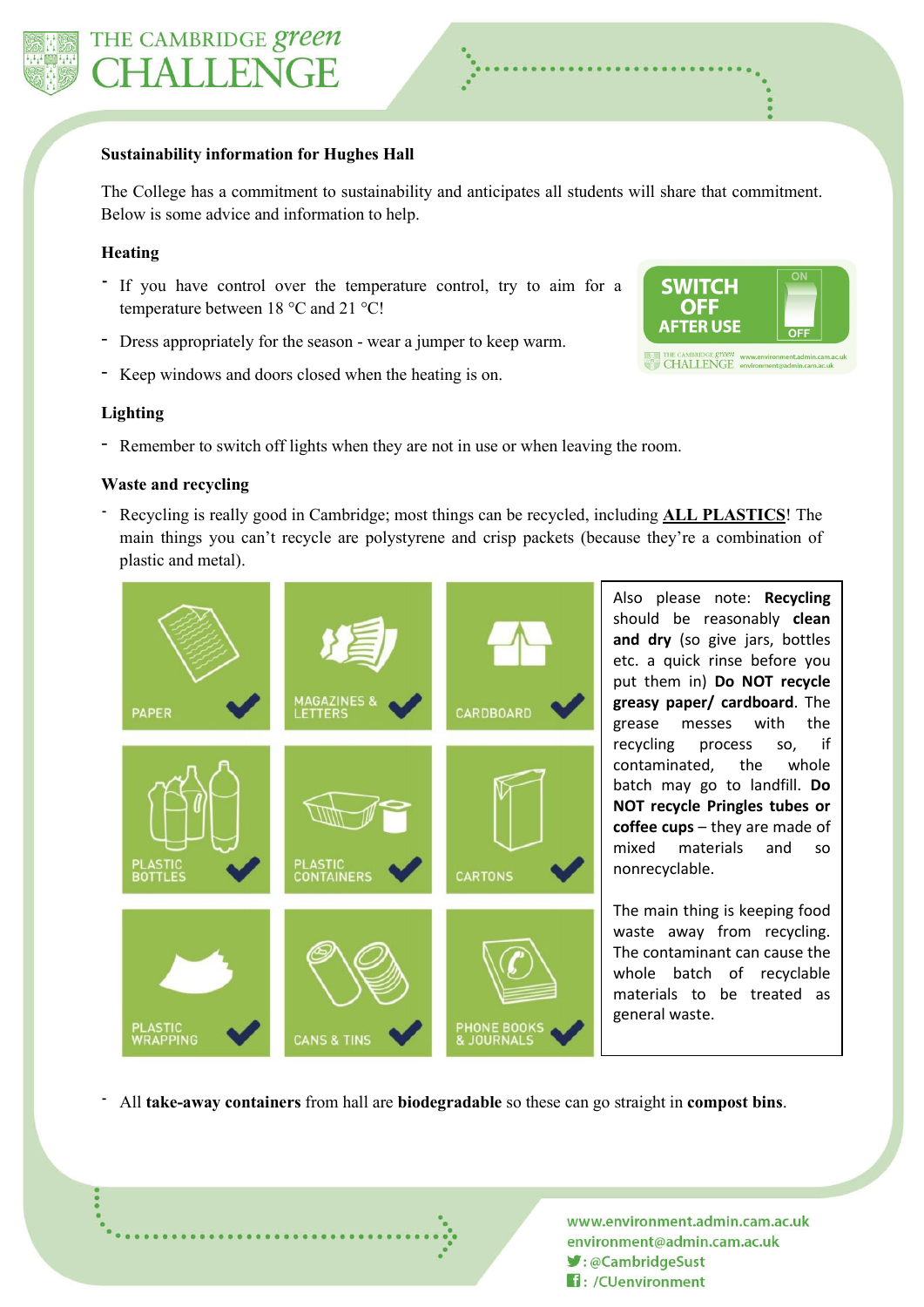THE CAMBRIDGE *green* CHALLENGE

**Sustainability information for Hughes Hall**

The College has a commitment to sustainability and anticipates all students will share that commitment. Below is some advice and information to help.

### Heating

- If you have control over the temperature control, try to aim for a temperature between 18 °C and 21 °C!
- Dress appropriately for the season - wear a jumper to keep warm.
- Keep windows and doors closed when the heating is on.

SWITCH OFF AFTER USE

### Lighting

- Remember to switch off lights when they are not in use or when leaving the room.

### Waste and recycling

- Recycling is really good in Cambridge; most things can be recycled, including **ALL PLASTICS**! The main things you can't recycle are polystyrene and crisp packets (because they're a combination of plastic and metal).

PAPER ✔ | MAGAZINES & LETTERS ✔ | CARDBOARD ✔ | PLASTIC BOTTLES ✔ | PLASTIC CONTAINERS ✔ | CARTONS ✔ | PLASTIC WRAPPING ✔ | CANS & TINS ✔ | PHONE BOOKS & JOURNALS ✔

Also please note: **Recycling** should be reasonably **clean and dry** (so give jars, bottles etc. a quick rinse before you put them in) **Do NOT recycle greasy paper/ cardboard**. The grease messes with the recycling process so, if contaminated, the whole batch may go to landfill. **Do NOT recycle Pringles tubes or coffee cups** – they are made of mixed materials and so nonrecyclable.

The main thing is keeping food waste away from recycling. The contaminant can cause the whole batch of recyclable materials to be treated as general waste.

- All **take-away containers** from hall are **biodegradable** so these can go straight in **compost bins**.

www.environment.admin.cam.ac.uk
environment@admin.cam.ac.uk
Twitter: @CambridgeSust
Facebook: /CUenvironment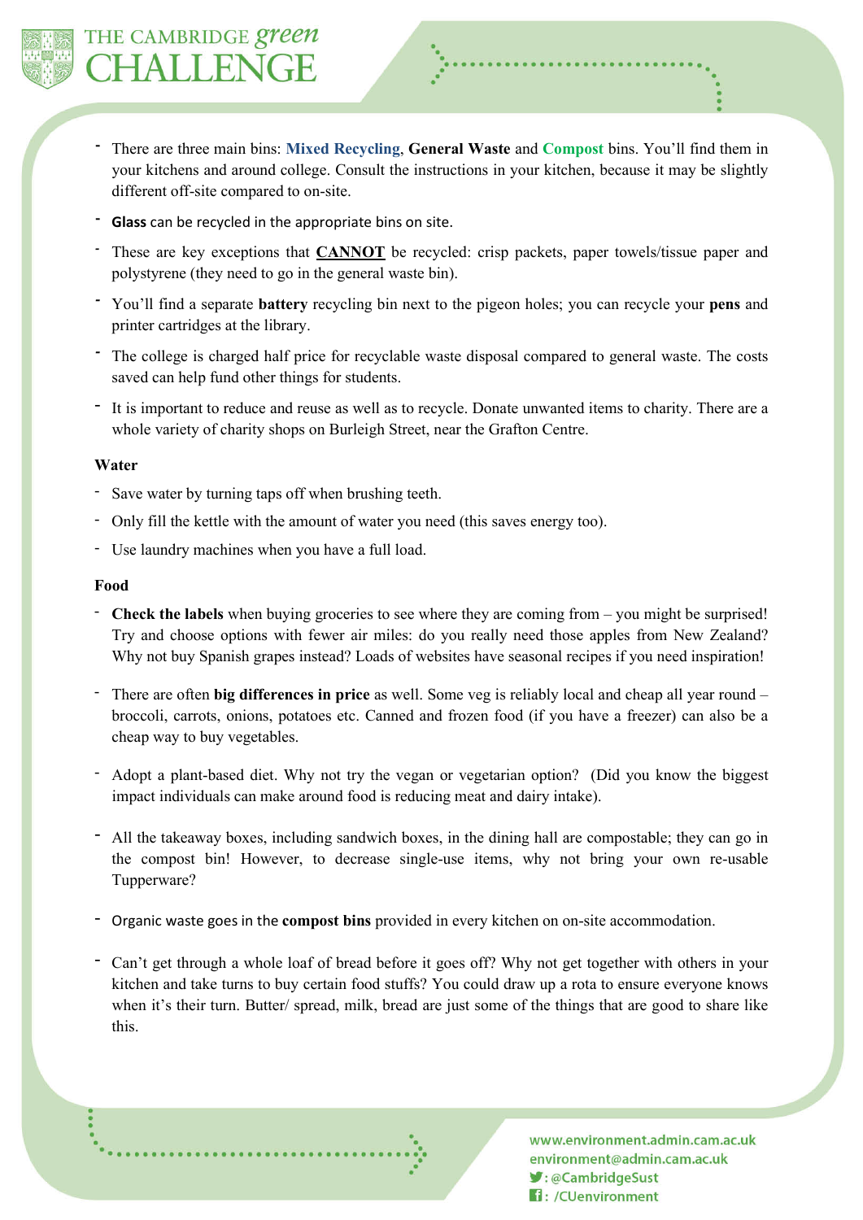- There are three main bins: **Mixed Recycling**, **General Waste** and **Compost** bins. You'll find them in your kitchens and around college. Consult the instructions in your kitchen, because it may be slightly different off-site compared to on-site.
- **Glass** can be recycled in the appropriate bins on site.
- These are key exceptions that **CANNOT** be recycled: crisp packets, paper towels/tissue paper and polystyrene (they need to go in the general waste bin).
- You'll find a separate **battery** recycling bin next to the pigeon holes; you can recycle your **pens** and printer cartridges at the library.
- The college is charged half price for recyclable waste disposal compared to general waste. The costs saved can help fund other things for students.
- It is important to reduce and reuse as well as to recycle. Donate unwanted items to charity. There are a whole variety of charity shops on Burleigh Street, near the Grafton Centre.

**Water**

- Save water by turning taps off when brushing teeth.
- Only fill the kettle with the amount of water you need (this saves energy too).
- Use laundry machines when you have a full load.

**Food**

- **Check the labels** when buying groceries to see where they are coming from – you might be surprised! Try and choose options with fewer air miles: do you really need those apples from New Zealand? Why not buy Spanish grapes instead? Loads of websites have seasonal recipes if you need inspiration!
- There are often **big differences in price** as well. Some veg is reliably local and cheap all year round – broccoli, carrots, onions, potatoes etc. Canned and frozen food (if you have a freezer) can also be a cheap way to buy vegetables.
- Adopt a plant-based diet. Why not try the vegan or vegetarian option? (Did you know the biggest impact individuals can make around food is reducing meat and dairy intake).
- All the takeaway boxes, including sandwich boxes, in the dining hall are compostable; they can go in the compost bin! However, to decrease single-use items, why not bring your own re-usable Tupperware?
- Organic waste goes in the **compost bins** provided in every kitchen on on-site accommodation.
- Can't get through a whole loaf of bread before it goes off? Why not get together with others in your kitchen and take turns to buy certain food stuffs? You could draw up a rota to ensure everyone knows when it's their turn. Butter/ spread, milk, bread are just some of the things that are good to share like this.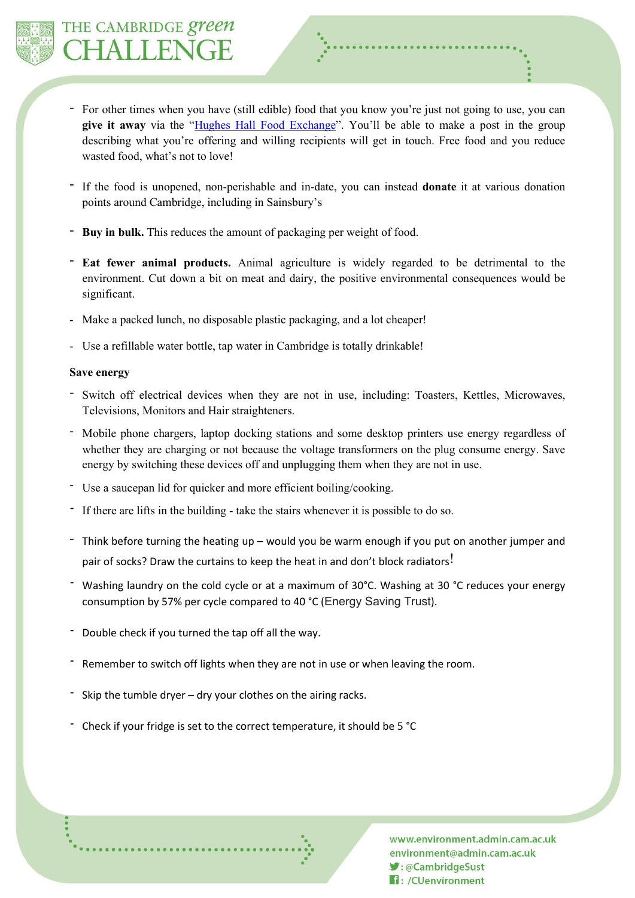- For other times when you have (still edible) food that you know you're just not going to use, you can **give it away** via the "Hughes Hall Food Exchange". You'll be able to make a post in the group describing what you're offering and willing recipients will get in touch. Free food and you reduce wasted food, what's not to love!

- If the food is unopened, non-perishable and in-date, you can instead **donate** it at various donation points around Cambridge, including in Sainsbury's

- **Buy in bulk.** This reduces the amount of packaging per weight of food.

- **Eat fewer animal products.** Animal agriculture is widely regarded to be detrimental to the environment. Cut down a bit on meat and dairy, the positive environmental consequences would be significant.

- Make a packed lunch, no disposable plastic packaging, and a lot cheaper!

- Use a refillable water bottle, tap water in Cambridge is totally drinkable!

**Save energy**

- Switch off electrical devices when they are not in use, including: Toasters, Kettles, Microwaves, Televisions, Monitors and Hair straighteners.
- Mobile phone chargers, laptop docking stations and some desktop printers use energy regardless of whether they are charging or not because the voltage transformers on the plug consume energy. Save energy by switching these devices off and unplugging them when they are not in use.
- Use a saucepan lid for quicker and more efficient boiling/cooking.
- If there are lifts in the building - take the stairs whenever it is possible to do so.
- Think before turning the heating up – would you be warm enough if you put on another jumper and pair of socks? Draw the curtains to keep the heat in and don't block radiators!
- Washing laundry on the cold cycle or at a maximum of 30°C. Washing at 30 °C reduces your energy consumption by 57% per cycle compared to 40 °C (Energy Saving Trust).
- Double check if you turned the tap off all the way.
- Remember to switch off lights when they are not in use or when leaving the room.
- Skip the tumble dryer – dry your clothes on the airing racks.
- Check if your fridge is set to the correct temperature, it should be 5 °C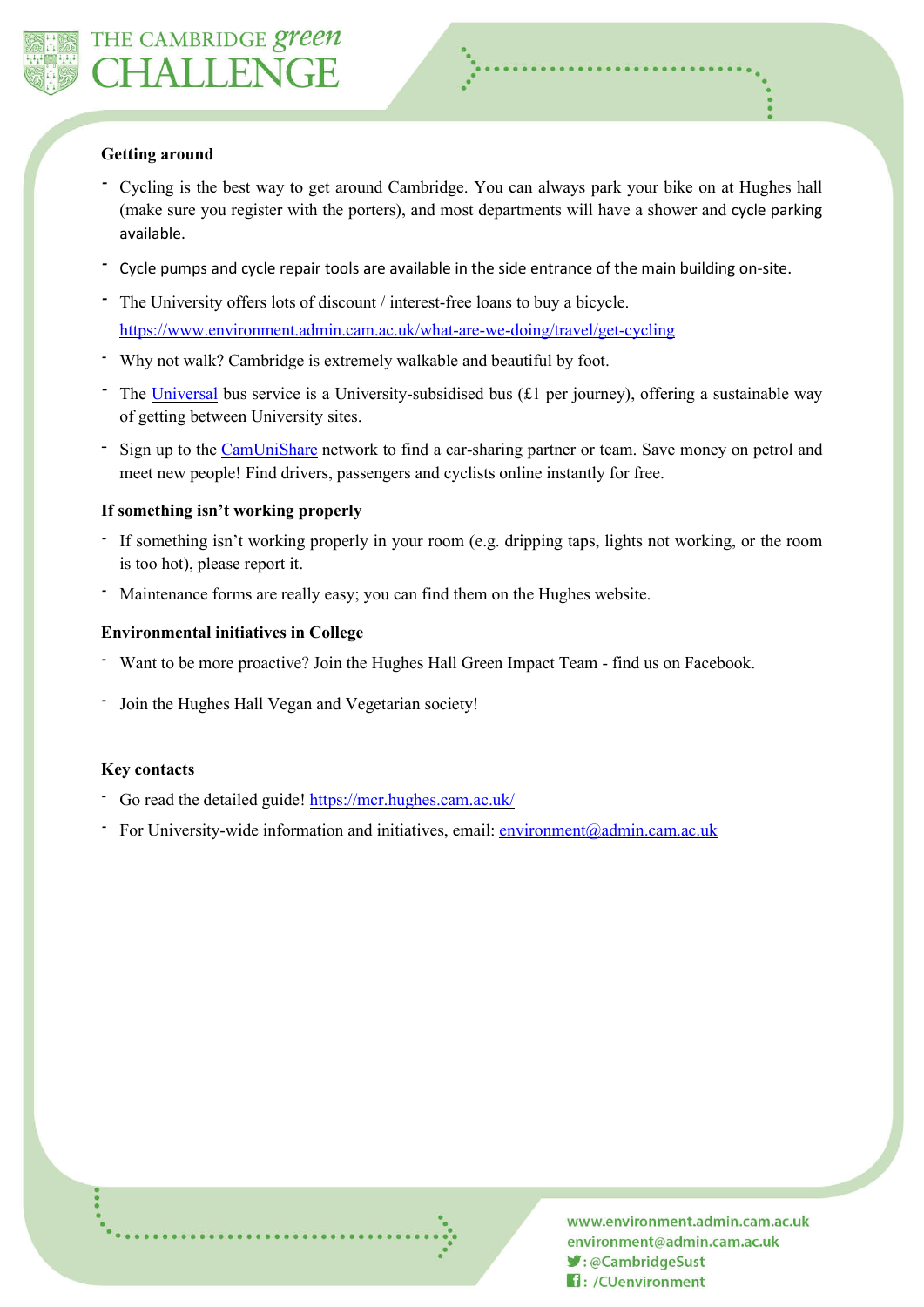## Getting around

- Cycling is the best way to get around Cambridge. You can always park your bike on at Hughes hall (make sure you register with the porters), and most departments will have a shower and cycle parking available.
- Cycle pumps and cycle repair tools are available in the side entrance of the main building on-site.
- The University offers lots of discount / interest-free loans to buy a bicycle. https://www.environment.admin.cam.ac.uk/what-are-we-doing/travel/get-cycling
- Why not walk? Cambridge is extremely walkable and beautiful by foot.
- The Universal bus service is a University-subsidised bus (£1 per journey), offering a sustainable way of getting between University sites.
- Sign up to the CamUniShare network to find a car-sharing partner or team. Save money on petrol and meet new people! Find drivers, passengers and cyclists online instantly for free.

## If something isn't working properly

- If something isn't working properly in your room (e.g. dripping taps, lights not working, or the room is too hot), please report it.
- Maintenance forms are really easy; you can find them on the Hughes website.

## Environmental initiatives in College

- Want to be more proactive? Join the Hughes Hall Green Impact Team - find us on Facebook.
- Join the Hughes Hall Vegan and Vegetarian society!

## Key contacts

- Go read the detailed guide! https://mcr.hughes.cam.ac.uk/
- For University-wide information and initiatives, email: environment@admin.cam.ac.uk